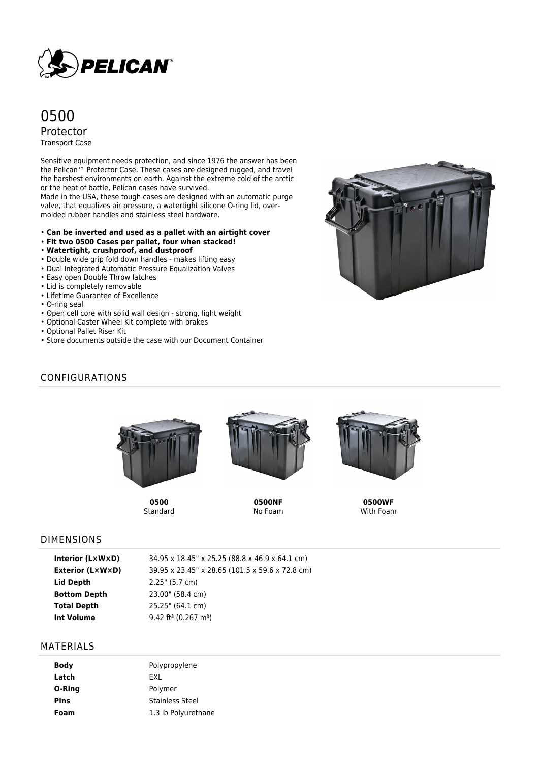# 0500

## Protector

Transport Case

Sensitive equipment needs protection, and since 1976 the answer has been the Pelican™ Protector Case. These cases are designed rugged, and travel the harshest environments on earth. Against the extreme cold of the arctic or the heat of battle, Pelican cases have survived.
Made in the USA, these tough cases are designed with an automatic purge valve, that equalizes air pressure, a watertight silicone O-ring lid, over-molded rubber handles and stainless steel hardware.

- **Can be inverted and used as a pallet with an airtight cover**
- **Fit two 0500 Cases per pallet, four when stacked!**
- **Watertight, crushproof, and dustproof**
- Double wide grip fold down handles - makes lifting easy
- Dual Integrated Automatic Pressure Equalization Valves
- Easy open Double Throw latches
- Lid is completely removable
- Lifetime Guarantee of Excellence
- O-ring seal
- Open cell core with solid wall design - strong, light weight
- Optional Caster Wheel Kit complete with brakes
- Optional Pallet Riser Kit
- Store documents outside the case with our Document Container

## CONFIGURATIONS

**0500**
Standard

**0500NF**
No Foam

**0500WF**
With Foam

## DIMENSIONS

| | |
|---|---|
| **Interior (L×W×D)** | 34.95 x 18.45" x 25.25 (88.8 x 46.9 x 64.1 cm) |
| **Exterior (L×W×D)** | 39.95 x 23.45" x 28.65 (101.5 x 59.6 x 72.8 cm) |
| **Lid Depth** | 2.25" (5.7 cm) |
| **Bottom Depth** | 23.00" (58.4 cm) |
| **Total Depth** | 25.25" (64.1 cm) |
| **Int Volume** | 9.42 ft³ (0.267 m³) |

## MATERIALS

| | |
|---|---|
| **Body** | Polypropylene |
| **Latch** | EXL |
| **O-Ring** | Polymer |
| **Pins** | Stainless Steel |
| **Foam** | 1.3 lb Polyurethane |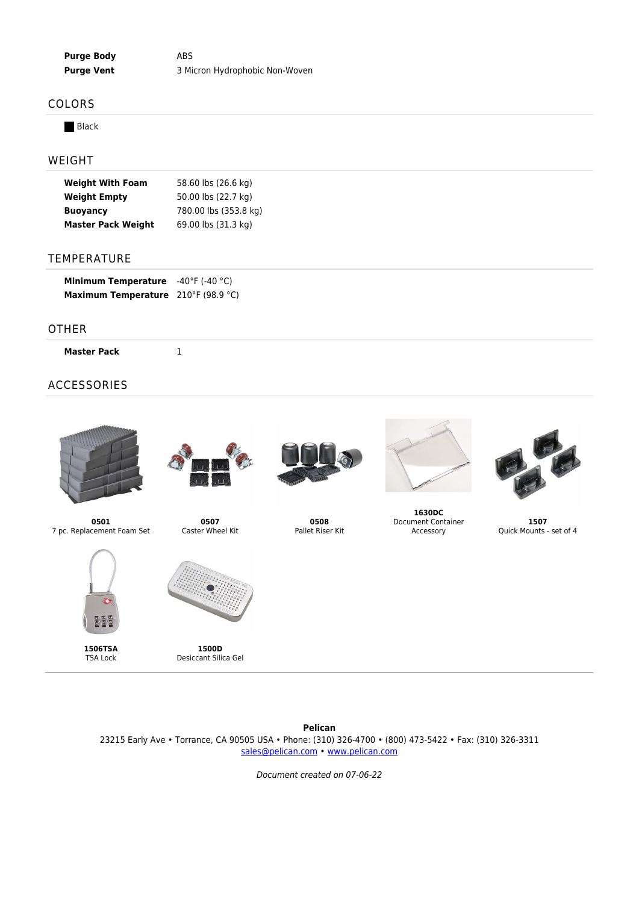| | |
|---|---|
| **Purge Body** | ABS |
| **Purge Vent** | 3 Micron Hydrophobic Non-Woven |

## COLORS

Black

## WEIGHT

| | |
|---|---|
| **Weight With Foam** | 58.60 lbs (26.6 kg) |
| **Weight Empty** | 50.00 lbs (22.7 kg) |
| **Buoyancy** | 780.00 lbs (353.8 kg) |
| **Master Pack Weight** | 69.00 lbs (31.3 kg) |

## TEMPERATURE

| | |
|---|---|
| **Minimum Temperature** | -40°F (-40 °C) |
| **Maximum Temperature** | 210°F (98.9 °C) |

## OTHER

| | |
|---|---|
| **Master Pack** | 1 |

## ACCESSORIES

**0501**
7 pc. Replacement Foam Set

**0507**
Caster Wheel Kit

**0508**
Pallet Riser Kit

**1630DC**
Document Container Accessory

**1507**
Quick Mounts - set of 4

**1506TSA**
TSA Lock

**1500D**
Desiccant Silica Gel

**Pelican**
23215 Early Ave • Torrance, CA 90505 USA • Phone: (310) 326-4700 • (800) 473-5422 • Fax: (310) 326-3311
sales@pelican.com • www.pelican.com

*Document created on 07-06-22*